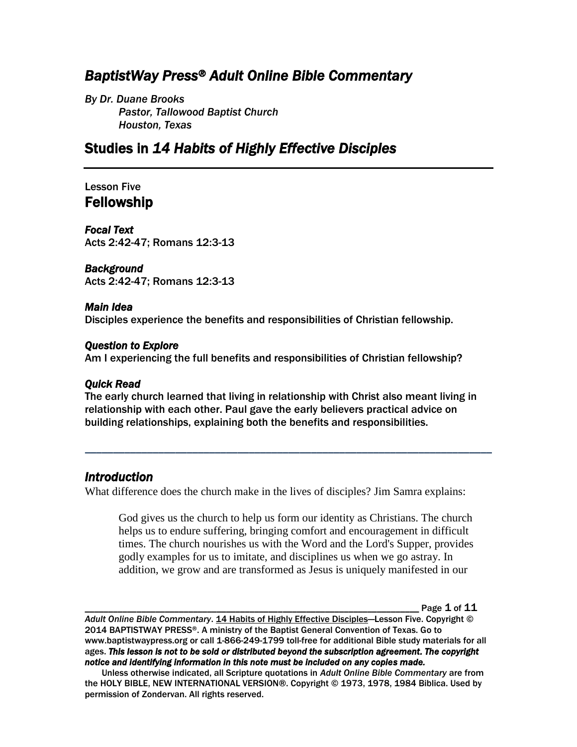# *BaptistWay Press® Adult Online Bible Commentary*

*By Dr. Duane Brooks*
*Pastor, Tallowood Baptist Church*
*Houston, Texas*

## Studies in *14 Habits of Highly Effective Disciples*

---

Lesson Five

## Fellowship

***Focal Text***
Acts 2:42-47; Romans 12:3-13

***Background***
Acts 2:42-47; Romans 12:3-13

***Main Idea***
Disciples experience the benefits and responsibilities of Christian fellowship.

***Question to Explore***
Am I experiencing the full benefits and responsibilities of Christian fellowship?

***Quick Read***
The early church learned that living in relationship with Christ also meant living in relationship with each other. Paul gave the early believers practical advice on building relationships, explaining both the benefits and responsibilities.

---

### *Introduction*

What difference does the church make in the lives of disciples? Jim Samra explains:

> God gives us the church to help us form our identity as Christians. The church helps us to endure suffering, bringing comfort and encouragement in difficult times. The church nourishes us with the Word and the Lord's Supper, provides godly examples for us to imitate, and disciplines us when we go astray. In addition, we grow and are transformed as Jesus is uniquely manifested in our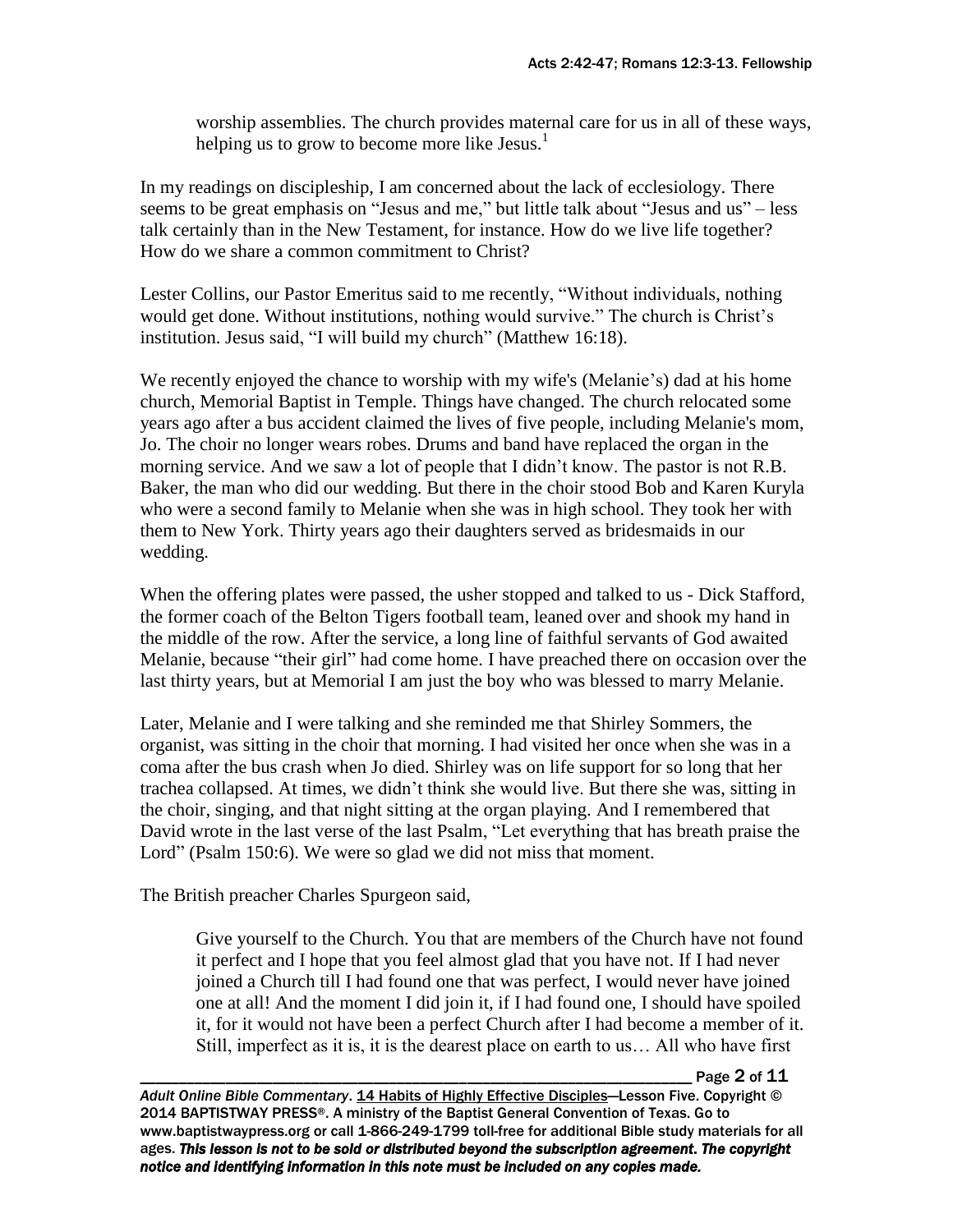> worship assemblies. The church provides maternal care for us in all of these ways, helping us to grow to become more like Jesus.[1]

In my readings on discipleship, I am concerned about the lack of ecclesiology. There seems to be great emphasis on "Jesus and me," but little talk about "Jesus and us" – less talk certainly than in the New Testament, for instance. How do we live life together? How do we share a common commitment to Christ?

Lester Collins, our Pastor Emeritus said to me recently, "Without individuals, nothing would get done. Without institutions, nothing would survive." The church is Christ's institution. Jesus said, "I will build my church" (Matthew 16:18).

We recently enjoyed the chance to worship with my wife's (Melanie's) dad at his home church, Memorial Baptist in Temple. Things have changed. The church relocated some years ago after a bus accident claimed the lives of five people, including Melanie's mom, Jo. The choir no longer wears robes. Drums and band have replaced the organ in the morning service. And we saw a lot of people that I didn't know. The pastor is not R.B. Baker, the man who did our wedding. But there in the choir stood Bob and Karen Kuryla who were a second family to Melanie when she was in high school. They took her with them to New York. Thirty years ago their daughters served as bridesmaids in our wedding.

When the offering plates were passed, the usher stopped and talked to us - Dick Stafford, the former coach of the Belton Tigers football team, leaned over and shook my hand in the middle of the row. After the service, a long line of faithful servants of God awaited Melanie, because "their girl" had come home. I have preached there on occasion over the last thirty years, but at Memorial I am just the boy who was blessed to marry Melanie.

Later, Melanie and I were talking and she reminded me that Shirley Sommers, the organist, was sitting in the choir that morning. I had visited her once when she was in a coma after the bus crash when Jo died. Shirley was on life support for so long that her trachea collapsed. At times, we didn't think she would live. But there she was, sitting in the choir, singing, and that night sitting at the organ playing. And I remembered that David wrote in the last verse of the last Psalm, "Let everything that has breath praise the Lord" (Psalm 150:6). We were so glad we did not miss that moment.

The British preacher Charles Spurgeon said,

> Give yourself to the Church. You that are members of the Church have not found it perfect and I hope that you feel almost glad that you have not. If I had never joined a Church till I had found one that was perfect, I would never have joined one at all! And the moment I did join it, if I had found one, I should have spoiled it, for it would not have been a perfect Church after I had become a member of it. Still, imperfect as it is, it is the dearest place on earth to us… All who have first

*Adult Online Bible Commentary*. 14 Habits of Highly Effective Disciples—Lesson Five. Copyright © 2014 BAPTISTWAY PRESS®. A ministry of the Baptist General Convention of Texas. Go to www.baptistwaypress.org or call 1-866-249-1799 toll-free for additional Bible study materials for all ages. ***This lesson is not to be sold or distributed beyond the subscription agreement. The copyright notice and identifying information in this note must be included on any copies made.***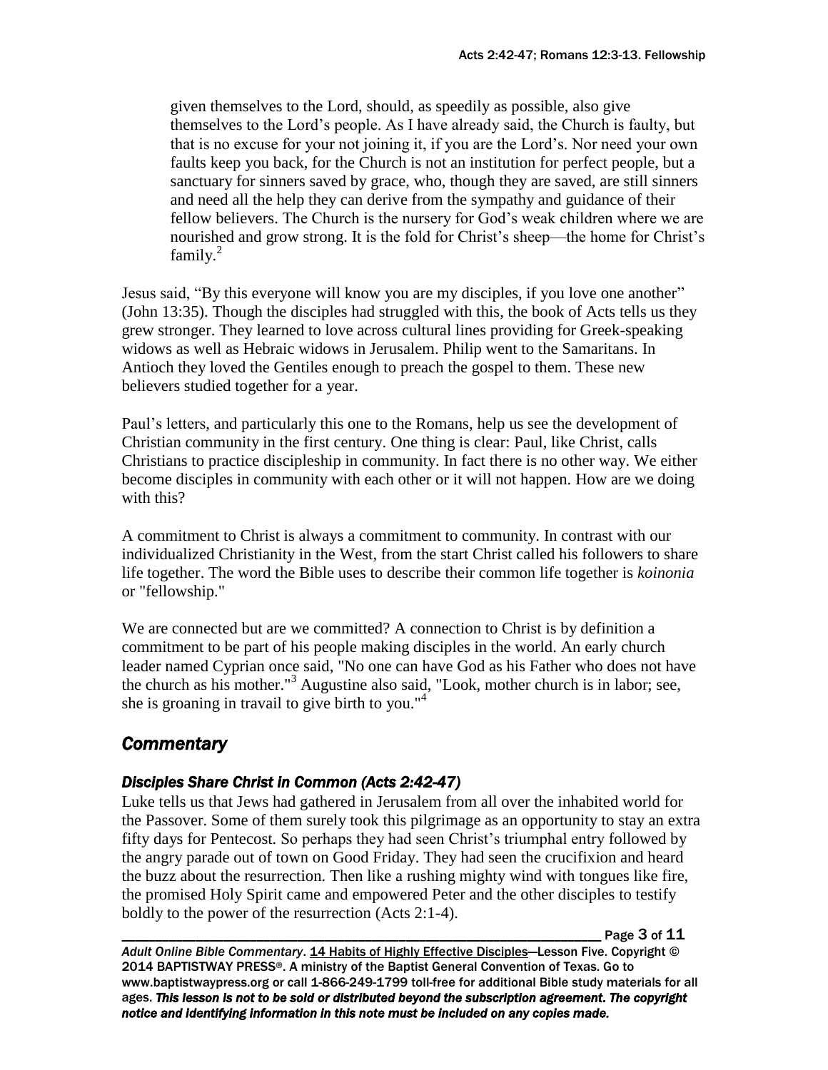given themselves to the Lord, should, as speedily as possible, also give themselves to the Lord's people. As I have already said, the Church is faulty, but that is no excuse for your not joining it, if you are the Lord's. Nor need your own faults keep you back, for the Church is not an institution for perfect people, but a sanctuary for sinners saved by grace, who, though they are saved, are still sinners and need all the help they can derive from the sympathy and guidance of their fellow believers. The Church is the nursery for God's weak children where we are nourished and grow strong. It is the fold for Christ's sheep—the home for Christ's family.[2]

Jesus said, "By this everyone will know you are my disciples, if you love one another" (John 13:35). Though the disciples had struggled with this, the book of Acts tells us they grew stronger. They learned to love across cultural lines providing for Greek-speaking widows as well as Hebraic widows in Jerusalem. Philip went to the Samaritans. In Antioch they loved the Gentiles enough to preach the gospel to them. These new believers studied together for a year.

Paul's letters, and particularly this one to the Romans, help us see the development of Christian community in the first century. One thing is clear: Paul, like Christ, calls Christians to practice discipleship in community. In fact there is no other way. We either become disciples in community with each other or it will not happen. How are we doing with this?

A commitment to Christ is always a commitment to community. In contrast with our individualized Christianity in the West, from the start Christ called his followers to share life together. The word the Bible uses to describe their common life together is *koinonia* or "fellowship."

We are connected but are we committed? A connection to Christ is by definition a commitment to be part of his people making disciples in the world. An early church leader named Cyprian once said, "No one can have God as his Father who does not have the church as his mother."[3] Augustine also said, "Look, mother church is in labor; see, she is groaning in travail to give birth to you."[4]

## *Commentary*

### *Disciples Share Christ in Common (Acts 2:42-47)*

Luke tells us that Jews had gathered in Jerusalem from all over the inhabited world for the Passover. Some of them surely took this pilgrimage as an opportunity to stay an extra fifty days for Pentecost. So perhaps they had seen Christ's triumphal entry followed by the angry parade out of town on Good Friday. They had seen the crucifixion and heard the buzz about the resurrection. Then like a rushing mighty wind with tongues like fire, the promised Holy Spirit came and empowered Peter and the other disciples to testify boldly to the power of the resurrection (Acts 2:1-4).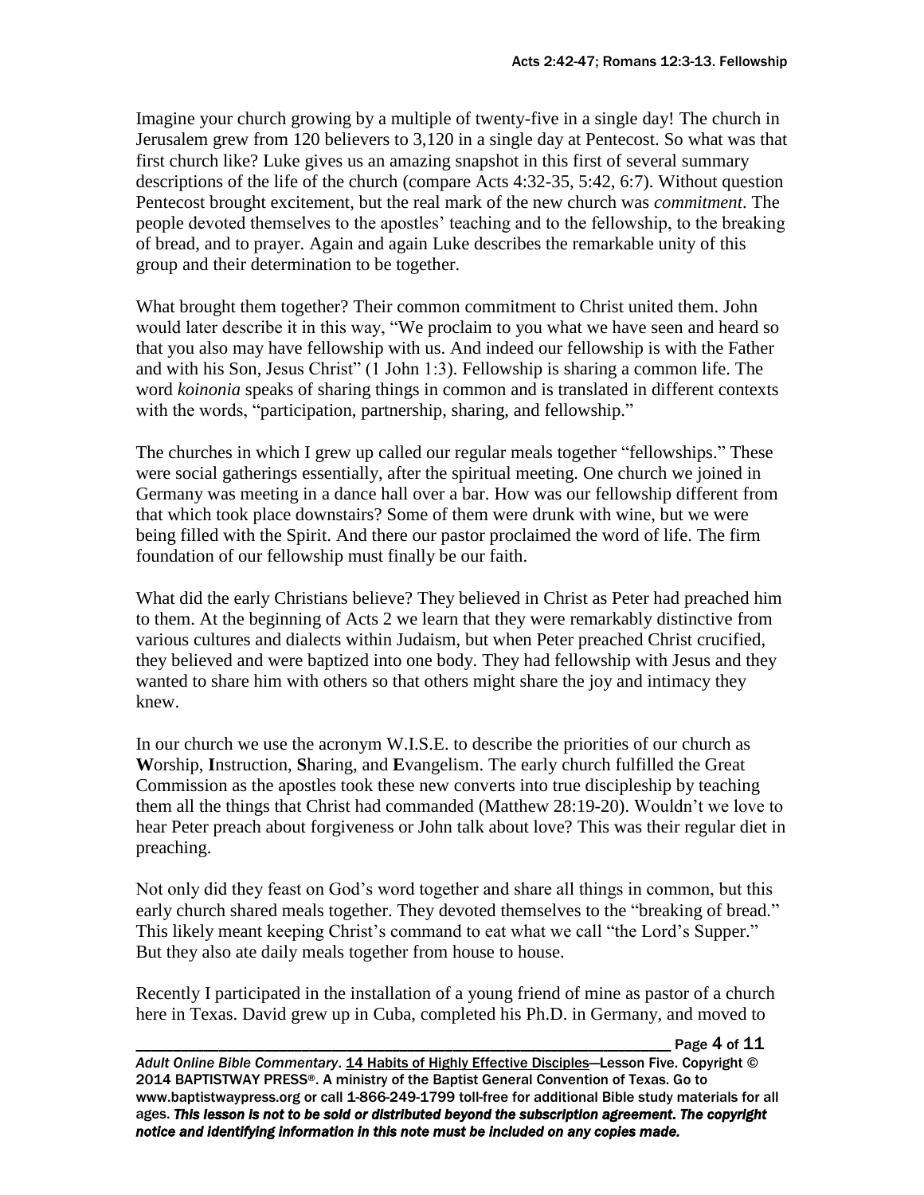Imagine your church growing by a multiple of twenty-five in a single day! The church in Jerusalem grew from 120 believers to 3,120 in a single day at Pentecost. So what was that first church like? Luke gives us an amazing snapshot in this first of several summary descriptions of the life of the church (compare Acts 4:32-35, 5:42, 6:7). Without question Pentecost brought excitement, but the real mark of the new church was *commitment*. The people devoted themselves to the apostles' teaching and to the fellowship, to the breaking of bread, and to prayer. Again and again Luke describes the remarkable unity of this group and their determination to be together.

What brought them together? Their common commitment to Christ united them. John would later describe it in this way, "We proclaim to you what we have seen and heard so that you also may have fellowship with us. And indeed our fellowship is with the Father and with his Son, Jesus Christ" (1 John 1:3). Fellowship is sharing a common life. The word *koinonia* speaks of sharing things in common and is translated in different contexts with the words, "participation, partnership, sharing, and fellowship."

The churches in which I grew up called our regular meals together "fellowships." These were social gatherings essentially, after the spiritual meeting. One church we joined in Germany was meeting in a dance hall over a bar. How was our fellowship different from that which took place downstairs? Some of them were drunk with wine, but we were being filled with the Spirit. And there our pastor proclaimed the word of life. The firm foundation of our fellowship must finally be our faith.

What did the early Christians believe? They believed in Christ as Peter had preached him to them. At the beginning of Acts 2 we learn that they were remarkably distinctive from various cultures and dialects within Judaism, but when Peter preached Christ crucified, they believed and were baptized into one body. They had fellowship with Jesus and they wanted to share him with others so that others might share the joy and intimacy they knew.

In our church we use the acronym W.I.S.E. to describe the priorities of our church as **W**orship, **I**nstruction, **S**haring, and **E**vangelism. The early church fulfilled the Great Commission as the apostles took these new converts into true discipleship by teaching them all the things that Christ had commanded (Matthew 28:19-20). Wouldn't we love to hear Peter preach about forgiveness or John talk about love? This was their regular diet in preaching.

Not only did they feast on God's word together and share all things in common, but this early church shared meals together. They devoted themselves to the "breaking of bread." This likely meant keeping Christ's command to eat what we call "the Lord's Supper." But they also ate daily meals together from house to house.

Recently I participated in the installation of a young friend of mine as pastor of a church here in Texas. David grew up in Cuba, completed his Ph.D. in Germany, and moved to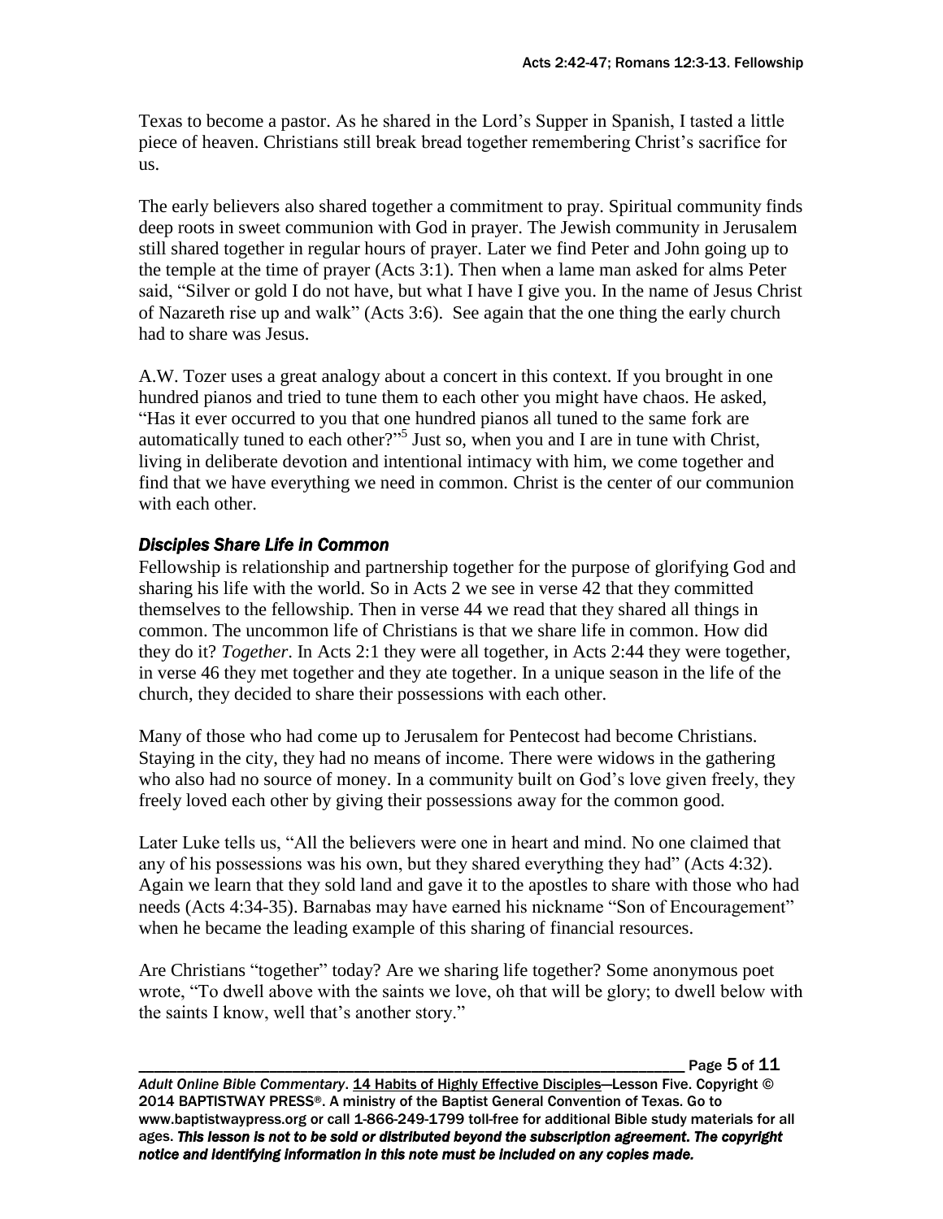Texas to become a pastor. As he shared in the Lord's Supper in Spanish, I tasted a little piece of heaven. Christians still break bread together remembering Christ's sacrifice for us.

The early believers also shared together a commitment to pray. Spiritual community finds deep roots in sweet communion with God in prayer. The Jewish community in Jerusalem still shared together in regular hours of prayer. Later we find Peter and John going up to the temple at the time of prayer (Acts 3:1). Then when a lame man asked for alms Peter said, "Silver or gold I do not have, but what I have I give you. In the name of Jesus Christ of Nazareth rise up and walk" (Acts 3:6). See again that the one thing the early church had to share was Jesus.

A.W. Tozer uses a great analogy about a concert in this context. If you brought in one hundred pianos and tried to tune them to each other you might have chaos. He asked, "Has it ever occurred to you that one hundred pianos all tuned to the same fork are automatically tuned to each other?"[5] Just so, when you and I are in tune with Christ, living in deliberate devotion and intentional intimacy with him, we come together and find that we have everything we need in common. Christ is the center of our communion with each other.

### *Disciples Share Life in Common*

Fellowship is relationship and partnership together for the purpose of glorifying God and sharing his life with the world. So in Acts 2 we see in verse 42 that they committed themselves to the fellowship. Then in verse 44 we read that they shared all things in common. The uncommon life of Christians is that we share life in common. How did they do it? *Together*. In Acts 2:1 they were all together, in Acts 2:44 they were together, in verse 46 they met together and they ate together. In a unique season in the life of the church, they decided to share their possessions with each other.

Many of those who had come up to Jerusalem for Pentecost had become Christians. Staying in the city, they had no means of income. There were widows in the gathering who also had no source of money. In a community built on God's love given freely, they freely loved each other by giving their possessions away for the common good.

Later Luke tells us, "All the believers were one in heart and mind. No one claimed that any of his possessions was his own, but they shared everything they had" (Acts 4:32). Again we learn that they sold land and gave it to the apostles to share with those who had needs (Acts 4:34-35). Barnabas may have earned his nickname "Son of Encouragement" when he became the leading example of this sharing of financial resources.

Are Christians "together" today? Are we sharing life together? Some anonymous poet wrote, "To dwell above with the saints we love, oh that will be glory; to dwell below with the saints I know, well that's another story."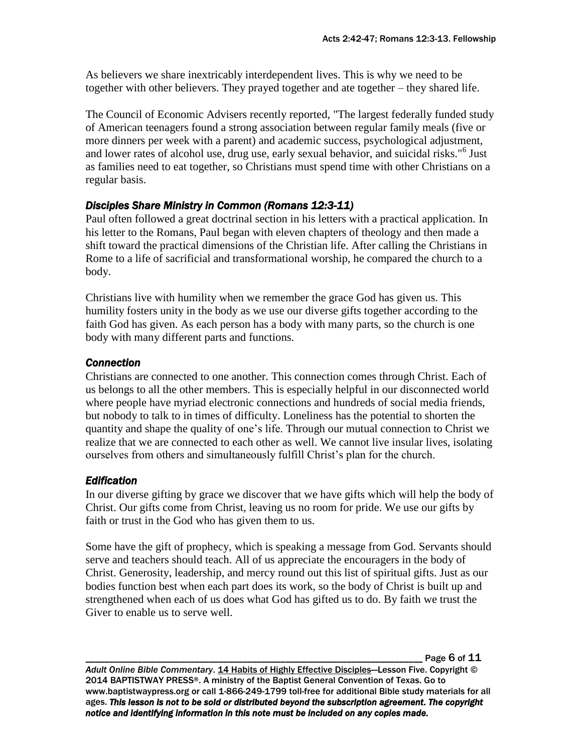As believers we share inextricably interdependent lives. This is why we need to be together with other believers. They prayed together and ate together – they shared life.

The Council of Economic Advisers recently reported, "The largest federally funded study of American teenagers found a strong association between regular family meals (five or more dinners per week with a parent) and academic success, psychological adjustment, and lower rates of alcohol use, drug use, early sexual behavior, and suicidal risks."[6] Just as families need to eat together, so Christians must spend time with other Christians on a regular basis.

### *Disciples Share Ministry in Common (Romans 12:3-11)*

Paul often followed a great doctrinal section in his letters with a practical application. In his letter to the Romans, Paul began with eleven chapters of theology and then made a shift toward the practical dimensions of the Christian life. After calling the Christians in Rome to a life of sacrificial and transformational worship, he compared the church to a body.

Christians live with humility when we remember the grace God has given us. This humility fosters unity in the body as we use our diverse gifts together according to the faith God has given. As each person has a body with many parts, so the church is one body with many different parts and functions.

### *Connection*

Christians are connected to one another. This connection comes through Christ. Each of us belongs to all the other members. This is especially helpful in our disconnected world where people have myriad electronic connections and hundreds of social media friends, but nobody to talk to in times of difficulty. Loneliness has the potential to shorten the quantity and shape the quality of one's life. Through our mutual connection to Christ we realize that we are connected to each other as well. We cannot live insular lives, isolating ourselves from others and simultaneously fulfill Christ's plan for the church.

### *Edification*

In our diverse gifting by grace we discover that we have gifts which will help the body of Christ. Our gifts come from Christ, leaving us no room for pride. We use our gifts by faith or trust in the God who has given them to us.

Some have the gift of prophecy, which is speaking a message from God. Servants should serve and teachers should teach. All of us appreciate the encouragers in the body of Christ. Generosity, leadership, and mercy round out this list of spiritual gifts. Just as our bodies function best when each part does its work, so the body of Christ is built up and strengthened when each of us does what God has gifted us to do. By faith we trust the Giver to enable us to serve well.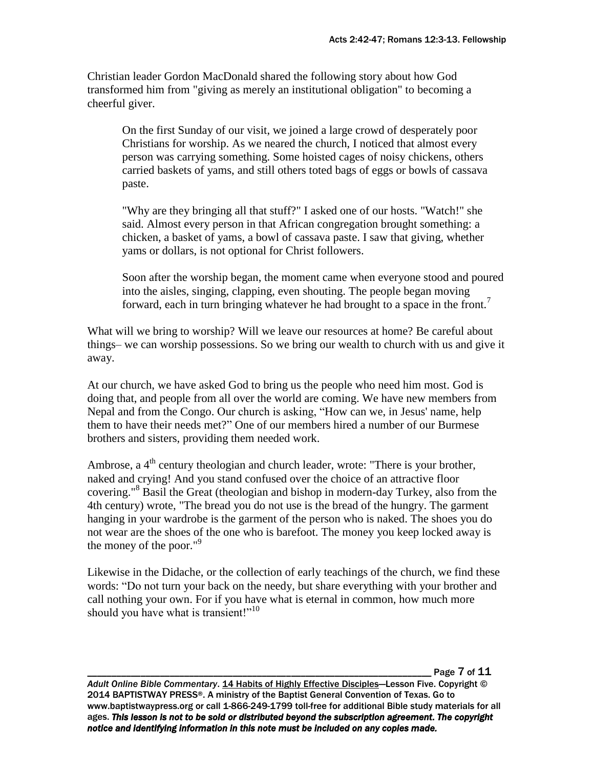Christian leader Gordon MacDonald shared the following story about how God transformed him from "giving as merely an institutional obligation" to becoming a cheerful giver.

> On the first Sunday of our visit, we joined a large crowd of desperately poor Christians for worship. As we neared the church, I noticed that almost every person was carrying something. Some hoisted cages of noisy chickens, others carried baskets of yams, and still others toted bags of eggs or bowls of cassava paste.
>
> "Why are they bringing all that stuff?" I asked one of our hosts. "Watch!" she said. Almost every person in that African congregation brought something: a chicken, a basket of yams, a bowl of cassava paste. I saw that giving, whether yams or dollars, is not optional for Christ followers.
>
> Soon after the worship began, the moment came when everyone stood and poured into the aisles, singing, clapping, even shouting. The people began moving forward, each in turn bringing whatever he had brought to a space in the front.[7]

What will we bring to worship? Will we leave our resources at home? Be careful about things– we can worship possessions. So we bring our wealth to church with us and give it away.

At our church, we have asked God to bring us the people who need him most. God is doing that, and people from all over the world are coming. We have new members from Nepal and from the Congo. Our church is asking, "How can we, in Jesus' name, help them to have their needs met?" One of our members hired a number of our Burmese brothers and sisters, providing them needed work.

Ambrose, a 4th century theologian and church leader, wrote: "There is your brother, naked and crying! And you stand confused over the choice of an attractive floor covering."[8] Basil the Great (theologian and bishop in modern-day Turkey, also from the 4th century) wrote, "The bread you do not use is the bread of the hungry. The garment hanging in your wardrobe is the garment of the person who is naked. The shoes you do not wear are the shoes of the one who is barefoot. The money you keep locked away is the money of the poor."[9]

Likewise in the Didache, or the collection of early teachings of the church, we find these words: "Do not turn your back on the needy, but share everything with your brother and call nothing your own. For if you have what is eternal in common, how much more should you have what is transient!"[10]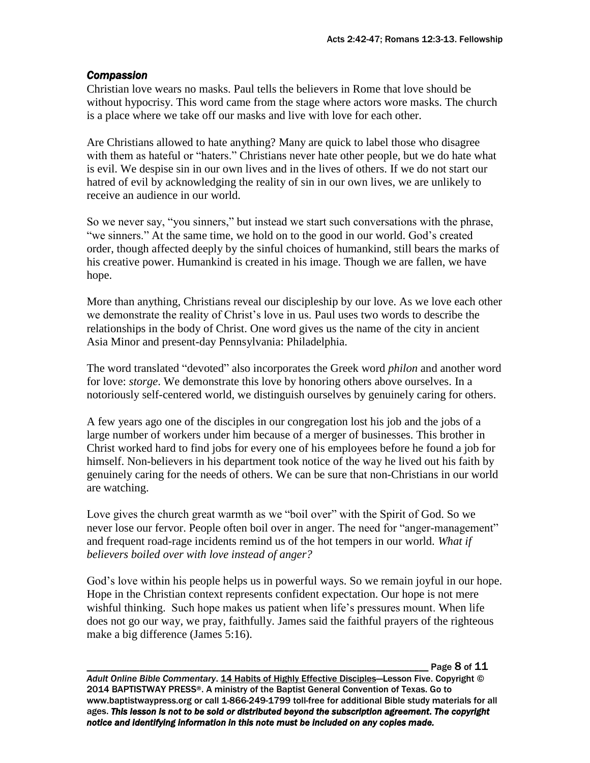### *Compassion*

Christian love wears no masks. Paul tells the believers in Rome that love should be without hypocrisy. This word came from the stage where actors wore masks. The church is a place where we take off our masks and live with love for each other.

Are Christians allowed to hate anything? Many are quick to label those who disagree with them as hateful or "haters." Christians never hate other people, but we do hate what is evil. We despise sin in our own lives and in the lives of others. If we do not start our hatred of evil by acknowledging the reality of sin in our own lives, we are unlikely to receive an audience in our world.

So we never say, "you sinners," but instead we start such conversations with the phrase, "we sinners." At the same time, we hold on to the good in our world. God's created order, though affected deeply by the sinful choices of humankind, still bears the marks of his creative power. Humankind is created in his image. Though we are fallen, we have hope.

More than anything, Christians reveal our discipleship by our love. As we love each other we demonstrate the reality of Christ's love in us. Paul uses two words to describe the relationships in the body of Christ. One word gives us the name of the city in ancient Asia Minor and present-day Pennsylvania: Philadelphia.

The word translated "devoted" also incorporates the Greek word *philon* and another word for love: *storge*. We demonstrate this love by honoring others above ourselves. In a notoriously self-centered world, we distinguish ourselves by genuinely caring for others.

A few years ago one of the disciples in our congregation lost his job and the jobs of a large number of workers under him because of a merger of businesses. This brother in Christ worked hard to find jobs for every one of his employees before he found a job for himself. Non-believers in his department took notice of the way he lived out his faith by genuinely caring for the needs of others. We can be sure that non-Christians in our world are watching.

Love gives the church great warmth as we "boil over" with the Spirit of God. So we never lose our fervor. People often boil over in anger. The need for "anger-management" and frequent road-rage incidents remind us of the hot tempers in our world. *What if believers boiled over with love instead of anger?*

God's love within his people helps us in powerful ways. So we remain joyful in our hope. Hope in the Christian context represents confident expectation. Our hope is not mere wishful thinking. Such hope makes us patient when life's pressures mount. When life does not go our way, we pray, faithfully. James said the faithful prayers of the righteous make a big difference (James 5:16).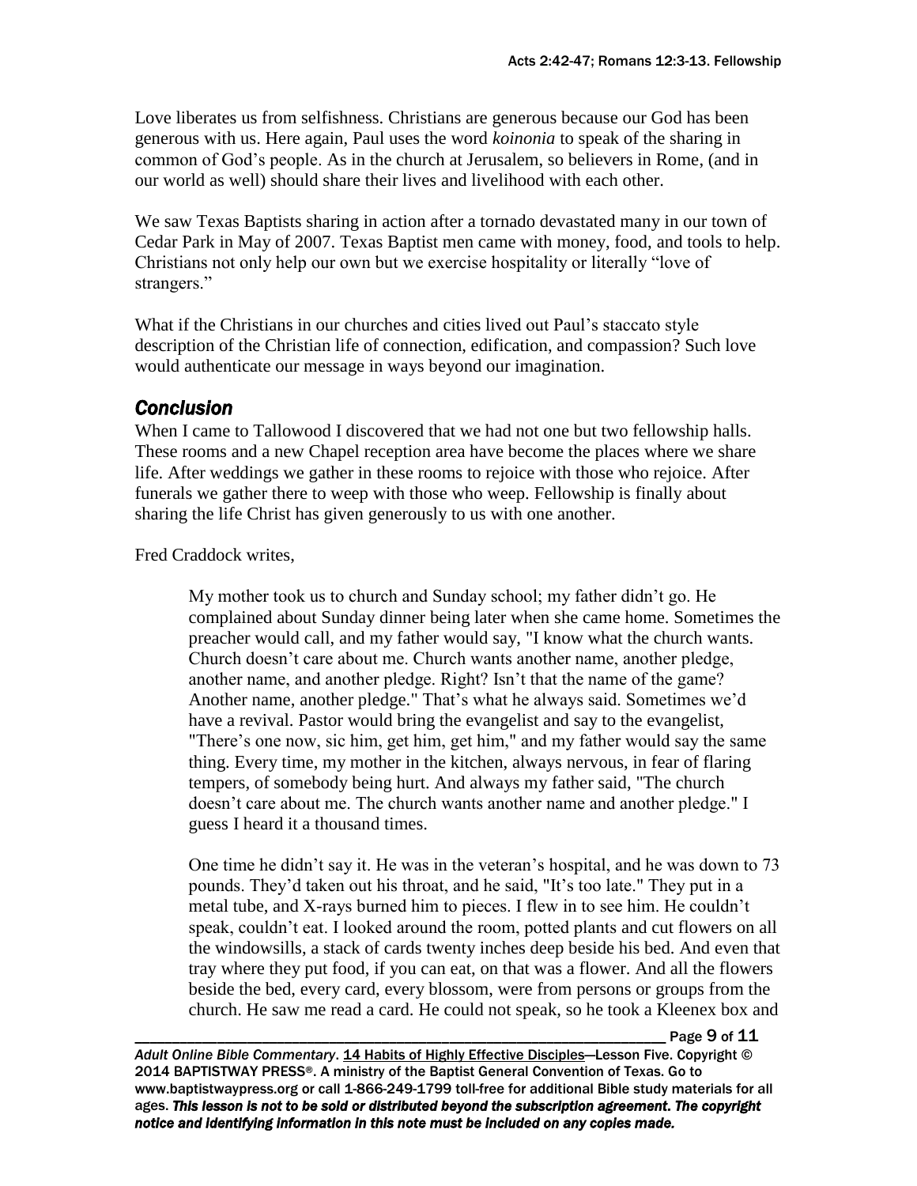Love liberates us from selfishness. Christians are generous because our God has been generous with us. Here again, Paul uses the word *koinonia* to speak of the sharing in common of God's people. As in the church at Jerusalem, so believers in Rome, (and in our world as well) should share their lives and livelihood with each other.

We saw Texas Baptists sharing in action after a tornado devastated many in our town of Cedar Park in May of 2007. Texas Baptist men came with money, food, and tools to help. Christians not only help our own but we exercise hospitality or literally "love of strangers."

What if the Christians in our churches and cities lived out Paul's staccato style description of the Christian life of connection, edification, and compassion? Such love would authenticate our message in ways beyond our imagination.

## *Conclusion*

When I came to Tallowood I discovered that we had not one but two fellowship halls. These rooms and a new Chapel reception area have become the places where we share life. After weddings we gather in these rooms to rejoice with those who rejoice. After funerals we gather there to weep with those who weep. Fellowship is finally about sharing the life Christ has given generously to us with one another.

Fred Craddock writes,

> My mother took us to church and Sunday school; my father didn't go. He complained about Sunday dinner being later when she came home. Sometimes the preacher would call, and my father would say, "I know what the church wants. Church doesn't care about me. Church wants another name, another pledge, another name, and another pledge. Right? Isn't that the name of the game? Another name, another pledge." That's what he always said. Sometimes we'd have a revival. Pastor would bring the evangelist and say to the evangelist, "There's one now, sic him, get him, get him," and my father would say the same thing. Every time, my mother in the kitchen, always nervous, in fear of flaring tempers, of somebody being hurt. And always my father said, "The church doesn't care about me. The church wants another name and another pledge." I guess I heard it a thousand times.
>
> One time he didn't say it. He was in the veteran's hospital, and he was down to 73 pounds. They'd taken out his throat, and he said, "It's too late." They put in a metal tube, and X-rays burned him to pieces. I flew in to see him. He couldn't speak, couldn't eat. I looked around the room, potted plants and cut flowers on all the windowsills, a stack of cards twenty inches deep beside his bed. And even that tray where they put food, if you can eat, on that was a flower. And all the flowers beside the bed, every card, every blossom, were from persons or groups from the church. He saw me read a card. He could not speak, so he took a Kleenex box and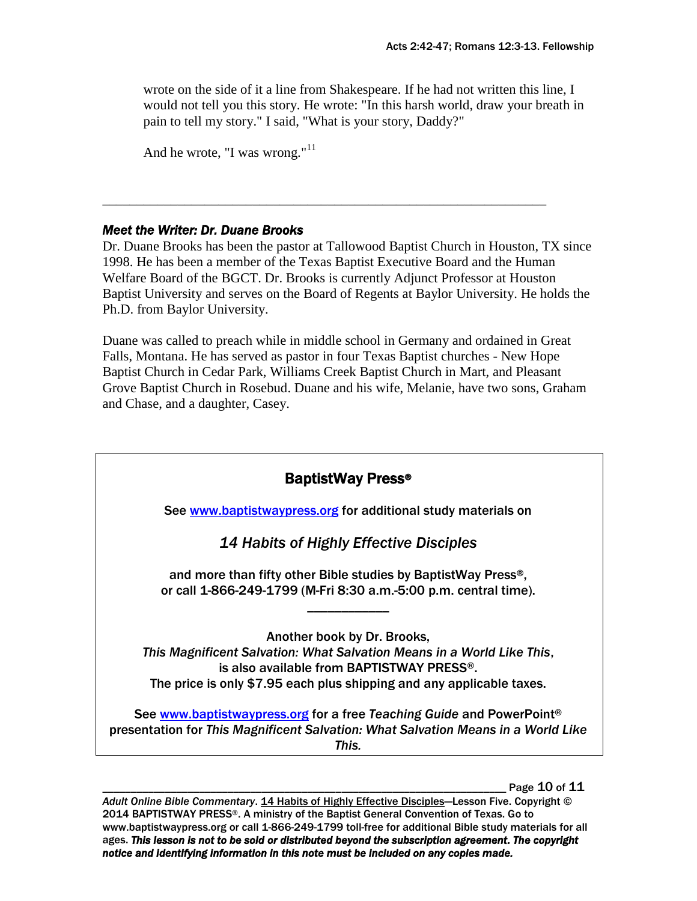wrote on the side of it a line from Shakespeare. If he had not written this line, I would not tell you this story. He wrote: "In this harsh world, draw your breath in pain to tell my story." I said, "What is your story, Daddy?"

And he wrote, "I was wrong."[11]

---

***Meet the Writer: Dr. Duane Brooks***

Dr. Duane Brooks has been the pastor at Tallowood Baptist Church in Houston, TX since 1998. He has been a member of the Texas Baptist Executive Board and the Human Welfare Board of the BGCT. Dr. Brooks is currently Adjunct Professor at Houston Baptist University and serves on the Board of Regents at Baylor University. He holds the Ph.D. from Baylor University.

Duane was called to preach while in middle school in Germany and ordained in Great Falls, Montana. He has served as pastor in four Texas Baptist churches - New Hope Baptist Church in Cedar Park, Williams Creek Baptist Church in Mart, and Pleasant Grove Baptist Church in Rosebud. Duane and his wife, Melanie, have two sons, Graham and Chase, and a daughter, Casey.

**BaptistWay Press®**

See www.baptistwaypress.org for additional study materials on

*14 Habits of Highly Effective Disciples*

and more than fifty other Bible studies by BaptistWay Press®, or call 1-866-249-1799 (M-Fri 8:30 a.m.-5:00 p.m. central time).

---

Another book by Dr. Brooks,
*This Magnificent Salvation: What Salvation Means in a World Like This*,
is also available from BAPTISTWAY PRESS®.
The price is only $7.95 each plus shipping and any applicable taxes.

See www.baptistwaypress.org for a free *Teaching Guide* and PowerPoint® presentation for *This Magnificent Salvation: What Salvation Means in a World Like This.*

*Adult Online Bible Commentary*. 14 Habits of Highly Effective Disciples—Lesson Five. Copyright © 2014 BAPTISTWAY PRESS®. A ministry of the Baptist General Convention of Texas. Go to www.baptistwaypress.org or call 1-866-249-1799 toll-free for additional Bible study materials for all ages. ***This lesson is not to be sold or distributed beyond the subscription agreement. The copyright notice and identifying information in this note must be included on any copies made.***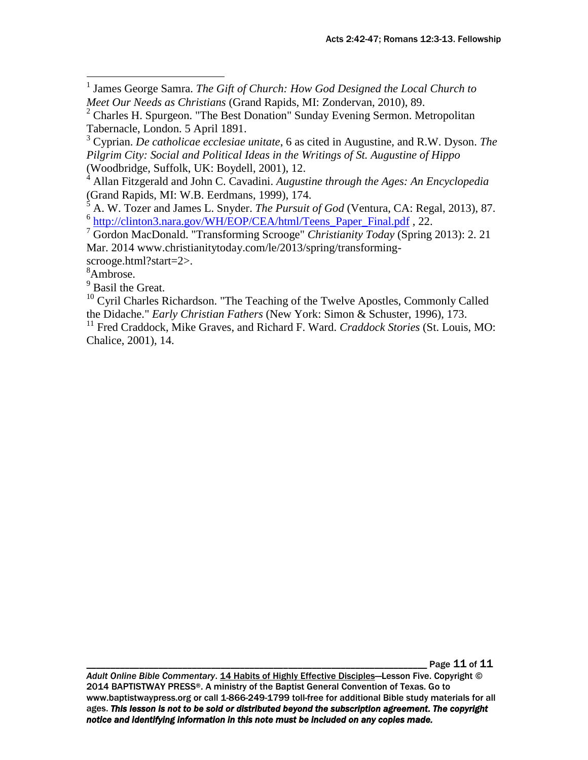[1] James George Samra. *The Gift of Church: How God Designed the Local Church to Meet Our Needs as Christians* (Grand Rapids, MI: Zondervan, 2010), 89.

[2] Charles H. Spurgeon. "The Best Donation" Sunday Evening Sermon. Metropolitan Tabernacle, London. 5 April 1891.

[3] Cyprian. *De catholicae ecclesiae unitate*, 6 as cited in Augustine, and R.W. Dyson. *The Pilgrim City: Social and Political Ideas in the Writings of St. Augustine of Hippo* (Woodbridge, Suffolk, UK: Boydell, 2001), 12.

[4] Allan Fitzgerald and John C. Cavadini. *Augustine through the Ages: An Encyclopedia* (Grand Rapids, MI: W.B. Eerdmans, 1999), 174.

[5] A. W. Tozer and James L. Snyder. *The Pursuit of God* (Ventura, CA: Regal, 2013), 87.

[6] http://clinton3.nara.gov/WH/EOP/CEA/html/Teens_Paper_Final.pdf , 22.

[7] Gordon MacDonald. "Transforming Scrooge" *Christianity Today* (Spring 2013): 2. 21 Mar. 2014 www.christianitytoday.com/le/2013/spring/transforming-scrooge.html?start=2>.

[8] Ambrose.

[9] Basil the Great.

[10] Cyril Charles Richardson. "The Teaching of the Twelve Apostles, Commonly Called the Didache." *Early Christian Fathers* (New York: Simon & Schuster, 1996), 173.

[11] Fred Craddock, Mike Graves, and Richard F. Ward. *Craddock Stories* (St. Louis, MO: Chalice, 2001), 14.

*Adult Online Bible Commentary*. 14 Habits of Highly Effective Disciples—Lesson Five. Copyright © 2014 BAPTISTWAY PRESS®. A ministry of the Baptist General Convention of Texas. Go to www.baptistwaypress.org or call 1-866-249-1799 toll-free for additional Bible study materials for all ages. ***This lesson is not to be sold or distributed beyond the subscription agreement. The copyright notice and identifying information in this note must be included on any copies made.***